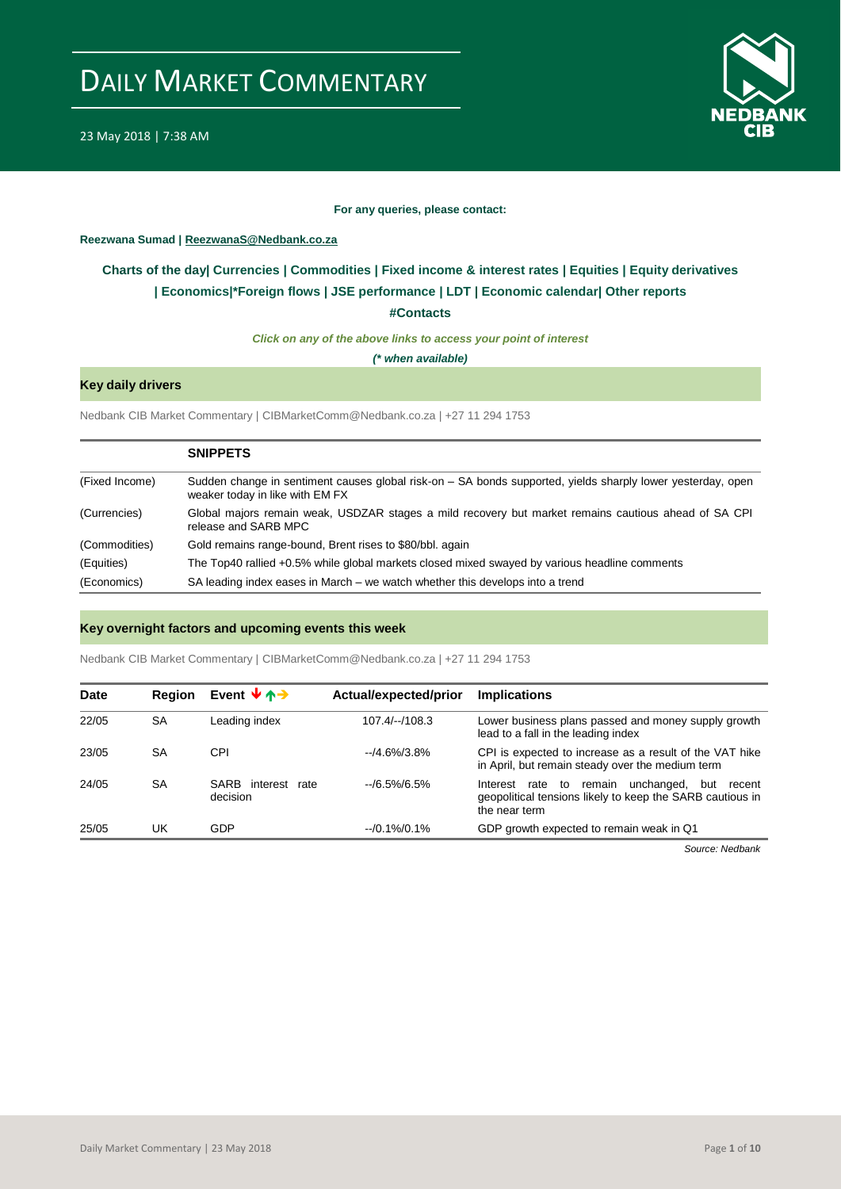# DAILY MARKET COMMENTARY

23 May 2018 | 7:38 AM

**For any queries, please contact:**

**Reezwana Sumad | ReezwanaS@Nedbank.co.za**

**Charts of the day| Currencies | Commodities | Fixed income & interest rates | Equities | Equity derivatives | Economics|*Foreign flows | JSE performance | LDT | Economic calendar| Other reports**

**#Contacts**

***Click on any of the above links to access your point of interest***

***(* when available)***

## Key daily drivers

Nedbank CIB Market Commentary | CIBMarketComm@Nedbank.co.za | +27 11 294 1753

| | **SNIPPETS** |
|---|---|
| (Fixed Income) | Sudden change in sentiment causes global risk-on – SA bonds supported, yields sharply lower yesterday, open weaker today in like with EM FX |
| (Currencies) | Global majors remain weak, USDZAR stages a mild recovery but market remains cautious ahead of SA CPI release and SARB MPC |
| (Commodities) | Gold remains range-bound, Brent rises to $80/bbl. again |
| (Equities) | The Top40 rallied +0.5% while global markets closed mixed swayed by various headline comments |
| (Economics) | SA leading index eases in March – we watch whether this develops into a trend |

## Key overnight factors and upcoming events this week

Nedbank CIB Market Commentary | CIBMarketComm@Nedbank.co.za | +27 11 294 1753

| Date | Region | Event ↓↑→ | Actual/expected/prior | Implications |
|---|---|---|---|---|
| 22/05 | SA | Leading index | 107.4/--/108.3 | Lower business plans passed and money supply growth lead to a fall in the leading index |
| 23/05 | SA | CPI | --/4.6%/3.8% | CPI is expected to increase as a result of the VAT hike in April, but remain steady over the medium term |
| 24/05 | SA | SARB interest rate decision | --/6.5%/6.5% | Interest rate to remain unchanged, but recent geopolitical tensions likely to keep the SARB cautious in the near term |
| 25/05 | UK | GDP | --/0.1%/0.1% | GDP growth expected to remain weak in Q1 |

*Source: Nedbank*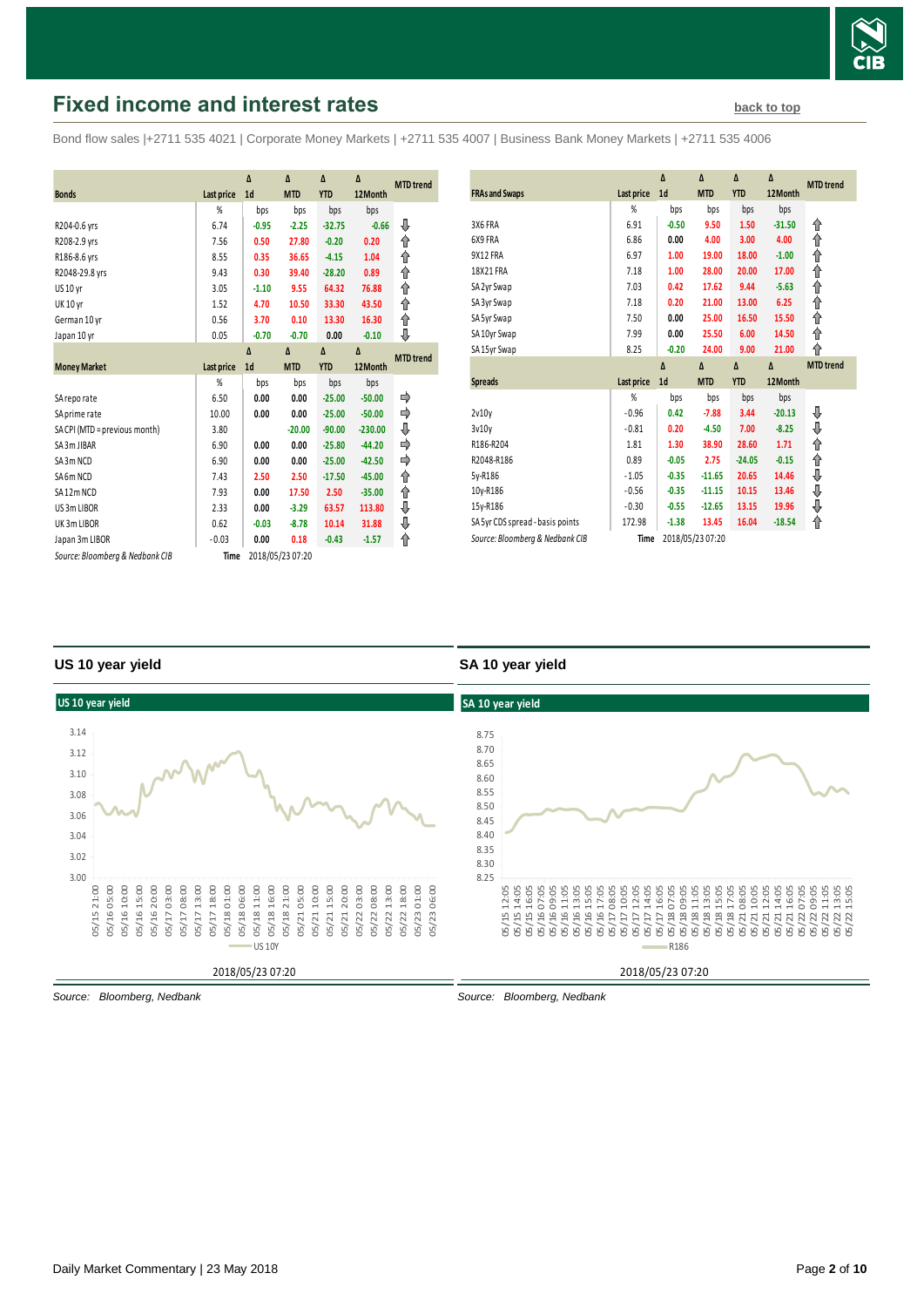## Fixed income and interest rates

back to top

Bond flow sales |+2711 535 4021 | Corporate Money Markets | +2711 535 4007 | Business Bank Money Markets | +2711 535 4006

| Bonds | Last price | Δ 1d | Δ MTD | Δ YTD | Δ 12Month | MTD trend |
|---|---|---|---|---|---|---|
| | % | bps | bps | bps | bps | |
| R204-0.6 yrs | 6.74 | -0.95 | -2.25 | -32.75 | -0.66 | ⇩ |
| R208-2.9 yrs | 7.56 | 0.50 | 27.80 | -0.20 | 0.20 | ⇧ |
| R186-8.6 yrs | 8.55 | 0.35 | 36.65 | -4.15 | 1.04 | ⇧ |
| R2048-29.8 yrs | 9.43 | 0.30 | 39.40 | -28.20 | 0.89 | ⇧ |
| US 10 yr | 3.05 | -1.10 | 9.55 | 64.32 | 76.88 | ⇧ |
| UK 10 yr | 1.52 | 4.70 | 10.50 | 33.30 | 43.50 | ⇧ |
| German 10 yr | 0.56 | 3.70 | 0.10 | 13.30 | 16.30 | ⇧ |
| Japan 10 yr | 0.05 | -0.70 | -0.70 | 0.00 | -0.10 | ⇩ |

| Money Market | Last price | Δ 1d | Δ MTD | Δ YTD | Δ 12Month | MTD trend |
|---|---|---|---|---|---|---|
| | % | bps | bps | bps | bps | |
| SA repo rate | 6.50 | 0.00 | 0.00 | -25.00 | -50.00 | ⇨ |
| SA prime rate | 10.00 | 0.00 | 0.00 | -25.00 | -50.00 | ⇨ |
| SA CPI (MTD = previous month) | 3.80 | | -20.00 | -90.00 | -230.00 | ⇩ |
| SA 3m JIBAR | 6.90 | 0.00 | 0.00 | -25.80 | -44.20 | ⇨ |
| SA 3m NCD | 6.90 | 0.00 | 0.00 | -25.00 | -42.50 | ⇨ |
| SA 6m NCD | 7.43 | 2.50 | 2.50 | -17.50 | -45.00 | ⇧ |
| SA 12m NCD | 7.93 | 0.00 | 17.50 | 2.50 | -35.00 | ⇧ |
| US 3m LIBOR | 2.33 | 0.00 | -3.29 | 63.57 | 113.80 | ⇩ |
| UK 3m LIBOR | 0.62 | -0.03 | -8.78 | 10.14 | 31.88 | ⇩ |
| Japan 3m LIBOR | -0.03 | 0.00 | 0.18 | -0.43 | -1.57 | ⇧ |

*Source: Bloomberg & Nedbank CIB* Time 2018/05/23 07:20

| FRAs and Swaps | Last price | Δ 1d | Δ MTD | Δ YTD | Δ 12Month | MTD trend |
|---|---|---|---|---|---|---|
| | % | bps | bps | bps | bps | |
| 3X6 FRA | 6.91 | -0.50 | 9.50 | 1.50 | -31.50 | ⇧ |
| 6X9 FRA | 6.86 | 0.00 | 4.00 | 3.00 | 4.00 | ⇧ |
| 9X12 FRA | 6.97 | 1.00 | 19.00 | 18.00 | -1.00 | ⇧ |
| 18X21 FRA | 7.18 | 1.00 | 28.00 | 20.00 | 17.00 | ⇧ |
| SA 2yr Swap | 7.03 | 0.42 | 17.62 | 9.44 | -5.63 | ⇧ |
| SA 3yr Swap | 7.18 | 0.20 | 21.00 | 13.00 | 6.25 | ⇧ |
| SA 5yr Swap | 7.50 | 0.00 | 25.00 | 16.50 | 15.50 | ⇧ |
| SA 10yr Swap | 7.99 | 0.00 | 25.50 | 6.00 | 14.50 | ⇧ |
| SA 15yr Swap | 8.25 | -0.20 | 24.00 | 9.00 | 21.00 | ⇧ |

| Spreads | Last price | Δ 1d | Δ MTD | Δ YTD | Δ 12Month | MTD trend |
|---|---|---|---|---|---|---|
| | % | bps | bps | bps | bps | |
| 2v10y | -0.96 | 0.42 | -7.88 | 3.44 | -20.13 | ⇩ |
| 3v10y | -0.81 | 0.20 | -4.50 | 7.00 | -8.25 | ⇩ |
| R186-R204 | 1.81 | 1.30 | 38.90 | 28.60 | 1.71 | ⇧ |
| R2048-R186 | 0.89 | -0.05 | 2.75 | -24.05 | -0.15 | ⇧ |
| 5y-R186 | -1.05 | -0.35 | -11.65 | 20.65 | 14.46 | ⇩ |
| 10y-R186 | -0.56 | -0.35 | -11.15 | 10.15 | 13.46 | ⇩ |
| 15y-R186 | -0.30 | -0.55 | -12.65 | 13.15 | 19.96 | ⇩ |
| SA 5yr CDS spread - basis points | 172.98 | -1.38 | 13.45 | 16.04 | -18.54 | ⇧ |

*Source: Bloomberg & Nedbank CIB* Time 2018/05/23 07:20

### US 10 year yield

US 10 year yield

2018/05/23 07:20

*Source: Bloomberg, Nedbank*

### SA 10 year yield

SA 10 year yield

2018/05/23 07:20

*Source: Bloomberg, Nedbank*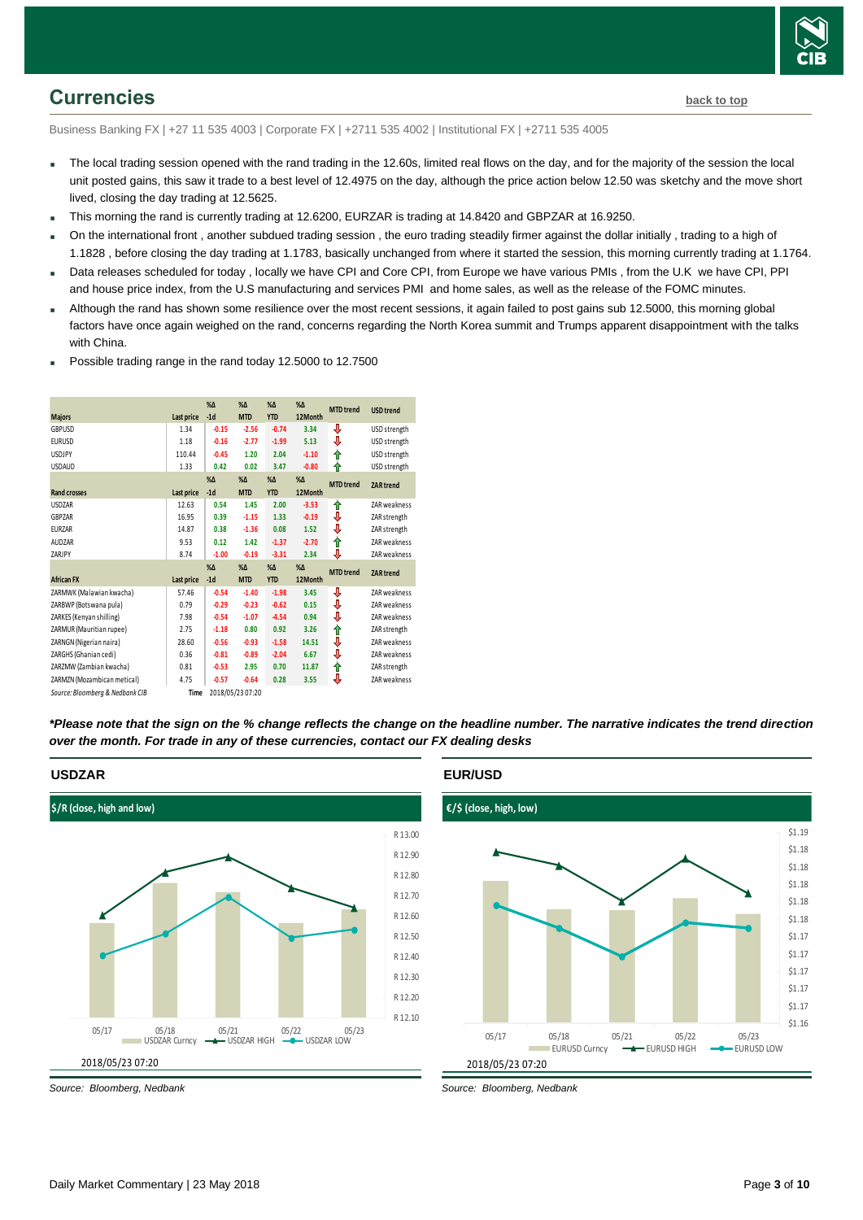## Currencies

back to top

Business Banking FX | +27 11 535 4003 | Corporate FX | +2711 535 4002 | Institutional FX | +2711 535 4005

- The local trading session opened with the rand trading in the 12.60s, limited real flows on the day, and for the majority of the session the local unit posted gains, this saw it trade to a best level of 12.4975 on the day, although the price action below 12.50 was sketchy and the move short lived, closing the day trading at 12.5625.
- This morning the rand is currently trading at 12.6200, EURZAR is trading at 14.8420 and GBPZAR at 16.9250.
- On the international front , another subdued trading session , the euro trading steadily firmer against the dollar initially , trading to a high of 1.1828 , before closing the day trading at 1.1783, basically unchanged from where it started the session, this morning currently trading at 1.1764.
- Data releases scheduled for today , locally we have CPI and Core CPI, from Europe we have various PMIs , from the U.K we have CPI, PPI and house price index, from the U.S manufacturing and services PMI and home sales, as well as the release of the FOMC minutes.
- Although the rand has shown some resilience over the most recent sessions, it again failed to post gains sub 12.5000, this morning global factors have once again weighed on the rand, concerns regarding the North Korea summit and Trumps apparent disappointment with the talks with China.
- Possible trading range in the rand today 12.5000 to 12.7500

| Majors | Last price | %Δ -1d | %Δ MTD | %Δ YTD | %Δ 12Month | MTD trend | USD trend |
|---|---|---|---|---|---|---|---|
| GBPUSD | 1.34 | -0.15 | -2.56 | -0.74 | 3.34 | ⇩ | USD strength |
| EURUSD | 1.18 | -0.16 | -2.77 | -1.99 | 5.13 | ⇩ | USD strength |
| USDJPY | 110.44 | -0.45 | 1.20 | 2.04 | -1.10 | ⇧ | USD strength |
| USDAUD | 1.33 | 0.42 | 0.02 | 3.47 | -0.80 | ⇧ | USD strength |
| **Rand crosses** | **Last price** | **%Δ -1d** | **%Δ MTD** | **%Δ YTD** | **%Δ 12Month** | **MTD trend** | **ZAR trend** |
| USDZAR | 12.63 | 0.54 | 1.45 | 2.00 | -3.53 | ⇧ | ZAR weakness |
| GBPZAR | 16.95 | 0.39 | -1.15 | 1.33 | -0.19 | ⇩ | ZAR strength |
| EURZAR | 14.87 | 0.38 | -1.36 | 0.08 | 1.52 | ⇩ | ZAR strength |
| AUDZAR | 9.53 | 0.12 | 1.42 | -1.37 | -2.70 | ⇧ | ZAR weakness |
| ZARJPY | 8.74 | -1.00 | -0.19 | -3.31 | 2.34 | ⇩ | ZAR weakness |
| **African FX** | **Last price** | **%Δ -1d** | **%Δ MTD** | **%Δ YTD** | **%Δ 12Month** | **MTD trend** | **ZAR trend** |
| ZARMWK (Malawian kwacha) | 57.46 | -0.54 | -1.40 | -1.98 | 3.45 | ⇩ | ZAR weakness |
| ZARBWP (Botswana pula) | 0.79 | -0.29 | -0.23 | -0.62 | 0.15 | ⇩ | ZAR weakness |
| ZARKES (Kenyan shilling) | 7.98 | -0.54 | -1.07 | -4.54 | 0.94 | ⇩ | ZAR weakness |
| ZARMUR (Mauritian rupee) | 2.75 | -1.18 | 0.80 | 0.92 | 3.26 | ⇧ | ZAR strength |
| ZARNGN (Nigerian naira) | 28.60 | -0.56 | -0.93 | -1.58 | 14.51 | ⇩ | ZAR weakness |
| ZARGHS (Ghanian cedi) | 0.36 | -0.81 | -0.89 | -2.04 | 6.67 | ⇩ | ZAR weakness |
| ZARZMW (Zambian kwacha) | 0.81 | -0.53 | 2.95 | 0.70 | 11.87 | ⇧ | ZAR strength |
| ZARMZN (Mozambican metical) | 4.75 | -0.57 | -0.64 | 0.28 | 3.55 | ⇩ | ZAR weakness |

*Source: Bloomberg & Nedbank CIB* Time 2018/05/23 07:20

***Please note that the sign on the % change reflects the change on the headline number. The narrative indicates the trend direction over the month. For trade in any of these currencies, contact our FX dealing desks***

### USDZAR

$/R (close, high and low)

2018/05/23 07:20

Source: Bloomberg, Nedbank

### EUR/USD

€/$ (close, high, low)

2018/05/23 07:20

Source: Bloomberg, Nedbank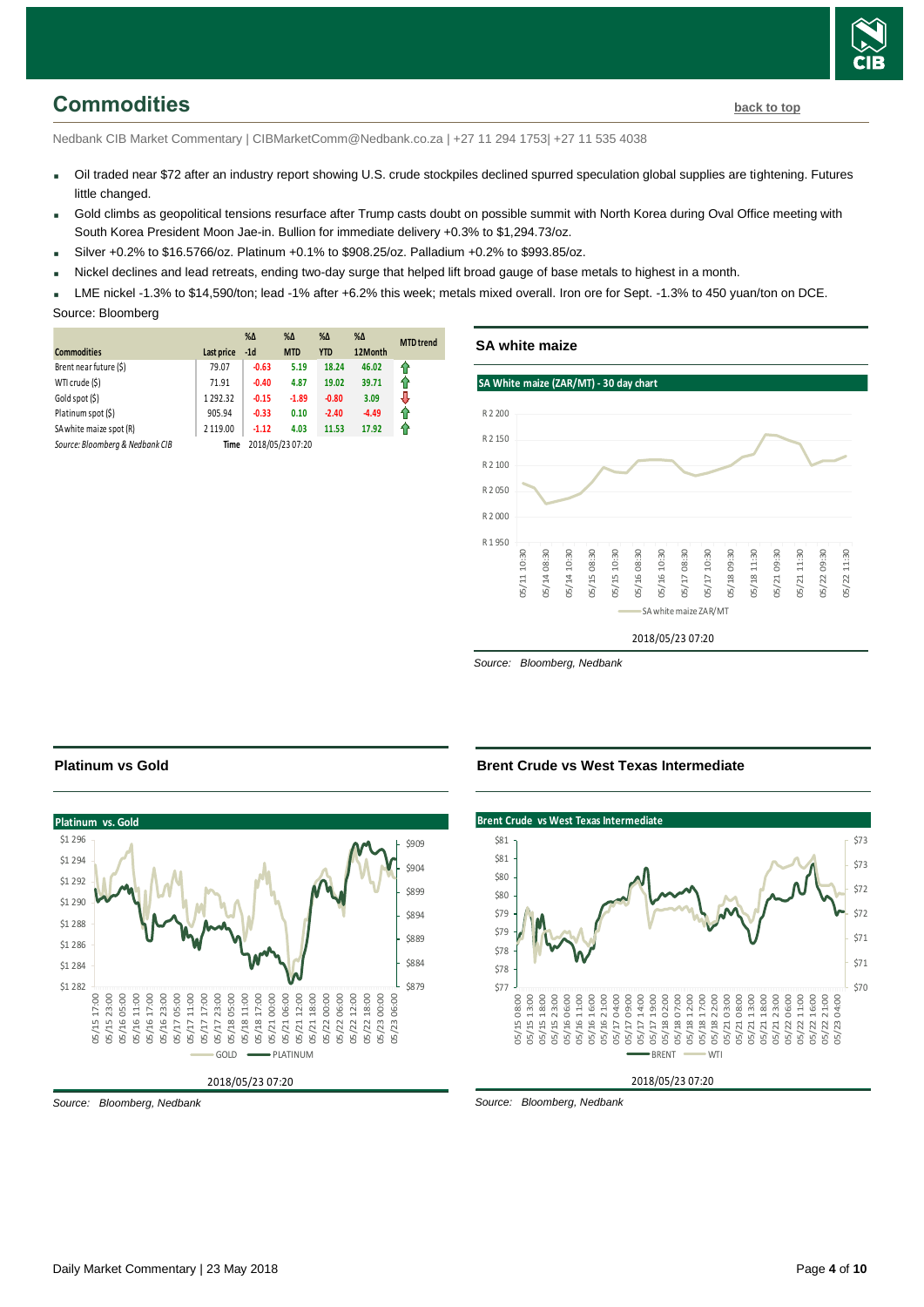## Commodities

back to top

Nedbank CIB Market Commentary | CIBMarketComm@Nedbank.co.za | +27 11 294 1753| +27 11 535 4038

- Oil traded near $72 after an industry report showing U.S. crude stockpiles declined spurred speculation global supplies are tightening. Futures little changed.
- Gold climbs as geopolitical tensions resurface after Trump casts doubt on possible summit with North Korea during Oval Office meeting with South Korea President Moon Jae-in. Bullion for immediate delivery +0.3% to $1,294.73/oz.
- Silver +0.2% to $16.5766/oz. Platinum +0.1% to $908.25/oz. Palladium +0.2% to $993.85/oz.
- Nickel declines and lead retreats, ending two-day surge that helped lift broad gauge of base metals to highest in a month.
- LME nickel -1.3% to $14,590/ton; lead -1% after +6.2% this week; metals mixed overall. Iron ore for Sept. -1.3% to 450 yuan/ton on DCE.

Source: Bloomberg

| Commodities | Last price | %Δ -1d | %Δ MTD | %Δ YTD | %Δ 12Month | MTD trend |
|---|---|---|---|---|---|---|
| Brent near future ($) | 79.07 | -0.63 | 5.19 | 18.24 | 46.02 | ⇧ |
| WTI crude ($) | 71.91 | -0.40 | 4.87 | 19.02 | 39.71 | ⇧ |
| Gold spot ($) | 1 292.32 | -0.15 | -1.89 | -0.80 | 3.09 | ⇩ |
| Platinum spot ($) | 905.94 | -0.33 | 0.10 | -2.40 | -4.49 | ⇧ |
| SA white maize spot (R) | 2 119.00 | -1.12 | 4.03 | 11.53 | 17.92 | ⇧ |

*Source: Bloomberg & Nedbank CIB* Time 2018/05/23 07:20

### SA white maize

SA White maize (ZAR/MT) - 30 day chart

2018/05/23 07:20

*Source: Bloomberg, Nedbank*

### Platinum vs Gold

Platinum vs. Gold

2018/05/23 07:20

*Source: Bloomberg, Nedbank*

### Brent Crude vs West Texas Intermediate

Brent Crude vs West Texas Intermediate

2018/05/23 07:20

*Source: Bloomberg, Nedbank*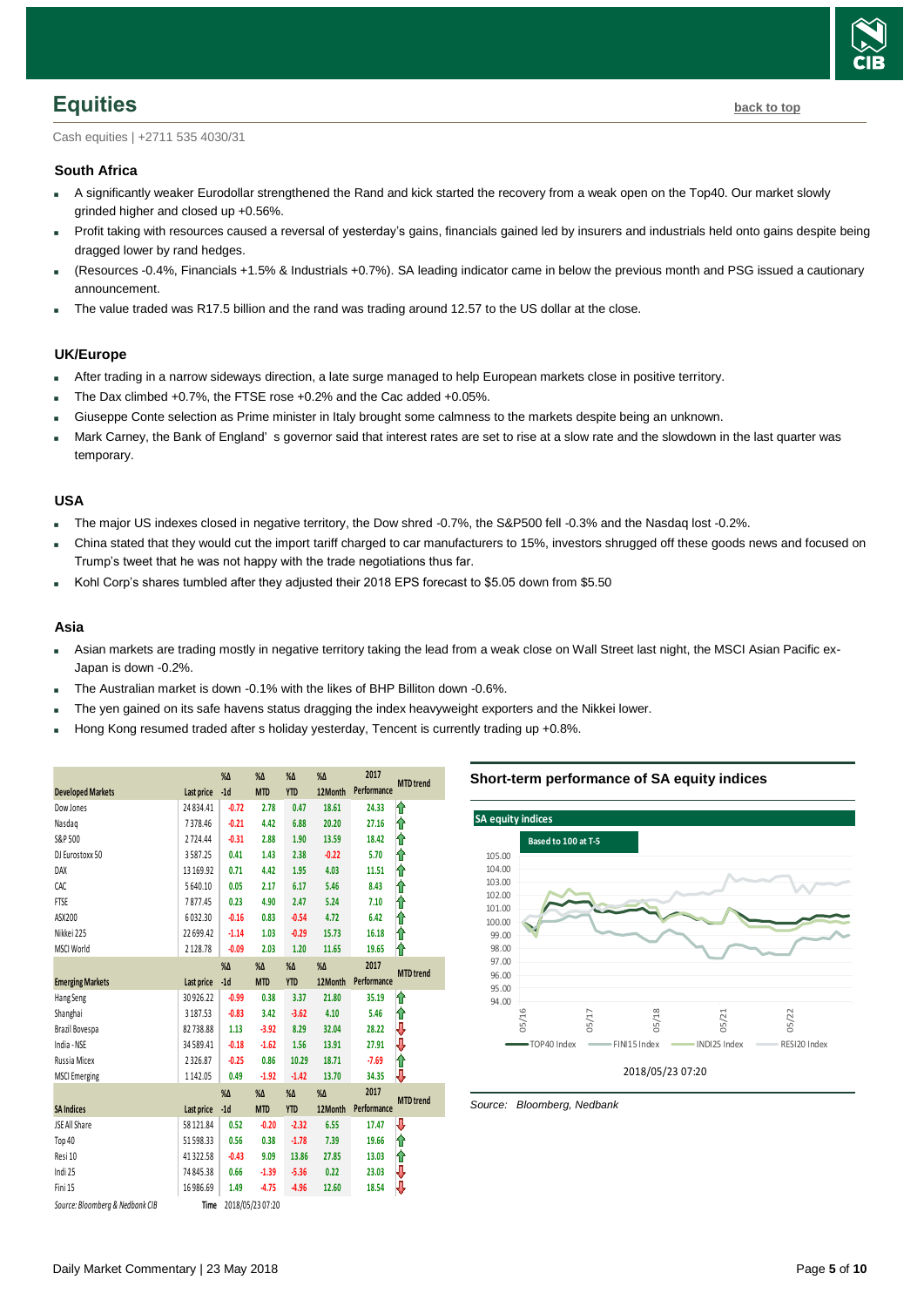# Equities

back to top

Cash equities | +2711 535 4030/31

### South Africa

- A significantly weaker Eurodollar strengthened the Rand and kick started the recovery from a weak open on the Top40. Our market slowly grinded higher and closed up +0.56%.
- Profit taking with resources caused a reversal of yesterday's gains, financials gained led by insurers and industrials held onto gains despite being dragged lower by rand hedges.
- (Resources -0.4%, Financials +1.5% & Industrials +0.7%). SA leading indicator came in below the previous month and PSG issued a cautionary announcement.
- The value traded was R17.5 billion and the rand was trading around 12.57 to the US dollar at the close.

### UK/Europe

- After trading in a narrow sideways direction, a late surge managed to help European markets close in positive territory.
- The Dax climbed +0.7%, the FTSE rose +0.2% and the Cac added +0.05%.
- Giuseppe Conte selection as Prime minister in Italy brought some calmness to the markets despite being an unknown.
- Mark Carney, the Bank of England' s governor said that interest rates are set to rise at a slow rate and the slowdown in the last quarter was temporary.

### USA

- The major US indexes closed in negative territory, the Dow shred -0.7%, the S&P500 fell -0.3% and the Nasdaq lost -0.2%.
- China stated that they would cut the import tariff charged to car manufacturers to 15%, investors shrugged off these goods news and focused on Trump's tweet that he was not happy with the trade negotiations thus far.
- Kohl Corp's shares tumbled after they adjusted their 2018 EPS forecast to $5.05 down from $5.50

### Asia

- Asian markets are trading mostly in negative territory taking the lead from a weak close on Wall Street last night, the MSCI Asian Pacific ex-Japan is down -0.2%.
- The Australian market is down -0.1% with the likes of BHP Billiton down -0.6%.
- The yen gained on its safe havens status dragging the index heavyweight exporters and the Nikkei lower.
- Hong Kong resumed traded after s holiday yesterday, Tencent is currently trading up +0.8%.

| Developed Markets | Last price | %Δ -1d | %Δ MTD | %Δ YTD | %Δ 12Month | 2017 Performance | MTD trend |
|---|---|---|---|---|---|---|---|
| Dow Jones | 24 834.41 | -0.72 | 2.78 | 0.47 | 18.61 | 24.33 | ⇧ |
| Nasdaq | 7 378.46 | -0.21 | 4.42 | 6.88 | 20.20 | 27.16 | ⇧ |
| S&P 500 | 2 724.44 | -0.31 | 2.88 | 1.90 | 13.59 | 18.42 | ⇧ |
| DJ Eurostoxx 50 | 3 587.25 | 0.41 | 1.43 | 2.38 | -0.22 | 5.70 | ⇧ |
| DAX | 13 169.92 | 0.71 | 4.42 | 1.95 | 4.03 | 11.51 | ⇧ |
| CAC | 5 640.10 | 0.05 | 2.17 | 6.17 | 5.46 | 8.43 | ⇧ |
| FTSE | 7 877.45 | 0.23 | 4.90 | 2.47 | 5.24 | 7.10 | ⇧ |
| ASX200 | 6 032.30 | -0.16 | 0.83 | -0.54 | 4.72 | 6.42 | ⇧ |
| Nikkei 225 | 22 699.42 | -1.14 | 1.03 | -0.29 | 15.73 | 16.18 | ⇧ |
| MSCI World | 2 128.78 | -0.09 | 2.03 | 1.20 | 11.65 | 19.65 | ⇧ |
| **Emerging Markets** | **Last price** | **%Δ -1d** | **%Δ MTD** | **%Δ YTD** | **%Δ 12Month** | **2017 Performance** | **MTD trend** |
| Hang Seng | 30 926.22 | -0.99 | 0.38 | 3.37 | 21.80 | 35.19 | ⇧ |
| Shanghai | 3 187.53 | -0.83 | 3.42 | -3.62 | 4.10 | 5.46 | ⇧ |
| Brazil Bovespa | 82 738.88 | 1.13 | -3.92 | 8.29 | 32.04 | 28.22 | ⇩ |
| India - NSE | 34 589.41 | -0.18 | -1.62 | 1.56 | 13.91 | 27.91 | ⇩ |
| Russia Micex | 2 326.87 | -0.25 | 0.86 | 10.29 | 18.71 | -7.69 | ⇧ |
| MSCI Emerging | 1 142.05 | 0.49 | -1.92 | -1.42 | 13.70 | 34.35 | ⇩ |
| **SA Indices** | **Last price** | **%Δ -1d** | **%Δ MTD** | **%Δ YTD** | **%Δ 12Month** | **2017 Performance** | **MTD trend** |
| JSE All Share | 58 121.84 | 0.52 | -0.20 | -2.32 | 6.55 | 17.47 | ⇩ |
| Top 40 | 51 598.33 | 0.56 | 0.38 | -1.78 | 7.39 | 19.66 | ⇧ |
| Resi 10 | 41 322.58 | -0.43 | 9.09 | 13.86 | 27.85 | 13.03 | ⇧ |
| Indi 25 | 74 845.38 | 0.66 | -1.39 | -5.36 | 0.22 | 23.03 | ⇩ |
| Fini 15 | 16 986.69 | 1.49 | -4.75 | -4.96 | 12.60 | 18.54 | ⇩ |

*Source: Bloomberg & Nedbank CIB* Time 2018/05/23 07:20

### Short-term performance of SA equity indices

SA equity indices — Based to 100 at T-5

Legend: TOP40 Index, FINI15 Index, INDI25 Index, RESI20 Index

2018/05/23 07:20

*Source: Bloomberg, Nedbank*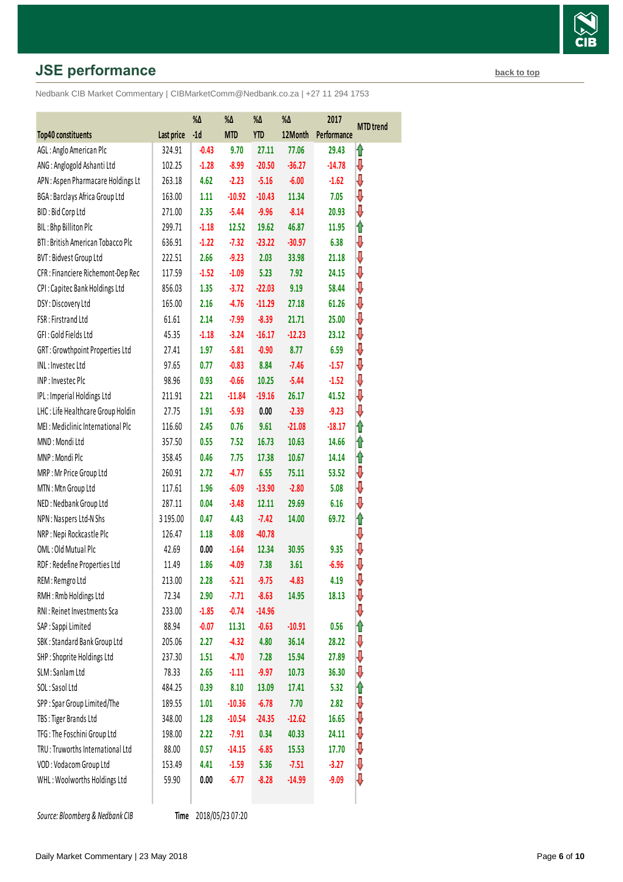## JSE performance

back to top

Nedbank CIB Market Commentary | CIBMarketComm@Nedbank.co.za | +27 11 294 1753

| Top40 constituents | Last price | %Δ -1d | %Δ MTD | %Δ YTD | %Δ 12Month | 2017 Performance | MTD trend |
|---|---|---|---|---|---|---|---|
| AGL : Anglo American Plc | 324.91 | -0.43 | 9.70 | 27.11 | 77.06 | 29.43 | ⇧ |
| ANG : Anglogold Ashanti Ltd | 102.25 | -1.28 | -8.99 | -20.50 | -36.27 | -14.78 | ⇩ |
| APN : Aspen Pharmacare Holdings Lt | 263.18 | 4.62 | -2.23 | -5.16 | -6.00 | -1.62 | ⇩ |
| BGA : Barclays Africa Group Ltd | 163.00 | 1.11 | -10.92 | -10.43 | 11.34 | 7.05 | ⇩ |
| BID : Bid Corp Ltd | 271.00 | 2.35 | -5.44 | -9.96 | -8.14 | 20.93 | ⇩ |
| BIL : Bhp Billiton Plc | 299.71 | -1.18 | 12.52 | 19.62 | 46.87 | 11.95 | ⇧ |
| BTI : British American Tobacco Plc | 636.91 | -1.22 | -7.32 | -23.22 | -30.97 | 6.38 | ⇩ |
| BVT : Bidvest Group Ltd | 222.51 | 2.66 | -9.23 | 2.03 | 33.98 | 21.18 | ⇩ |
| CFR : Financiere Richemont-Dep Rec | 117.59 | -1.52 | -1.09 | 5.23 | 7.92 | 24.15 | ⇩ |
| CPI : Capitec Bank Holdings Ltd | 856.03 | 1.35 | -3.72 | -22.03 | 9.19 | 58.44 | ⇩ |
| DSY : Discovery Ltd | 165.00 | 2.16 | -4.76 | -11.29 | 27.18 | 61.26 | ⇩ |
| FSR : Firstrand Ltd | 61.61 | 2.14 | -7.99 | -8.39 | 21.71 | 25.00 | ⇩ |
| GFI : Gold Fields Ltd | 45.35 | -1.18 | -3.24 | -16.17 | -12.23 | 23.12 | ⇩ |
| GRT : Growthpoint Properties Ltd | 27.41 | 1.97 | -5.81 | -0.90 | 8.77 | 6.59 | ⇩ |
| INL : Investec Ltd | 97.65 | 0.77 | -0.83 | 8.84 | -7.46 | -1.57 | ⇩ |
| INP : Investec Plc | 98.96 | 0.93 | -0.66 | 10.25 | -5.44 | -1.52 | ⇩ |
| IPL : Imperial Holdings Ltd | 211.91 | 2.21 | -11.84 | -19.16 | 26.17 | 41.52 | ⇩ |
| LHC : Life Healthcare Group Holdin | 27.75 | 1.91 | -5.93 | 0.00 | -2.39 | -9.23 | ⇩ |
| MEI : Mediclinic International Plc | 116.60 | 2.45 | 0.76 | 9.61 | -21.08 | -18.17 | ⇧ |
| MND : Mondi Ltd | 357.50 | 0.55 | 7.52 | 16.73 | 10.63 | 14.66 | ⇧ |
| MNP : Mondi Plc | 358.45 | 0.46 | 7.75 | 17.38 | 10.67 | 14.14 | ⇧ |
| MRP : Mr Price Group Ltd | 260.91 | 2.72 | -4.77 | 6.55 | 75.11 | 53.52 | ⇩ |
| MTN : Mtn Group Ltd | 117.61 | 1.96 | -6.09 | -13.90 | -2.80 | 5.08 | ⇩ |
| NED : Nedbank Group Ltd | 287.11 | 0.04 | -3.48 | 12.11 | 29.69 | 6.16 | ⇩ |
| NPN : Naspers Ltd-N Shs | 3 195.00 | 0.47 | 4.43 | -7.42 | 14.00 | 69.72 | ⇧ |
| NRP : Nepi Rockcastle Plc | 126.47 | 1.18 | -8.08 | -40.78 | | | ⇩ |
| OML : Old Mutual Plc | 42.69 | 0.00 | -1.64 | 12.34 | 30.95 | 9.35 | ⇩ |
| RDF : Redefine Properties Ltd | 11.49 | 1.86 | -4.09 | 7.38 | 3.61 | -6.96 | ⇩ |
| REM : Remgro Ltd | 213.00 | 2.28 | -5.21 | -9.75 | -4.83 | 4.19 | ⇩ |
| RMH : Rmb Holdings Ltd | 72.34 | 2.90 | -7.71 | -8.63 | 14.95 | 18.13 | ⇩ |
| RNI : Reinet Investments Sca | 233.00 | -1.85 | -0.74 | -14.96 | | | ⇩ |
| SAP : Sappi Limited | 88.94 | -0.07 | 11.31 | -0.63 | -10.91 | 0.56 | ⇧ |
| SBK : Standard Bank Group Ltd | 205.06 | 2.27 | -4.32 | 4.80 | 36.14 | 28.22 | ⇩ |
| SHP : Shoprite Holdings Ltd | 237.30 | 1.51 | -4.70 | 7.28 | 15.94 | 27.89 | ⇩ |
| SLM : Sanlam Ltd | 78.33 | 2.65 | -1.11 | -9.97 | 10.73 | 36.30 | ⇩ |
| SOL : Sasol Ltd | 484.25 | 0.39 | 8.10 | 13.09 | 17.41 | 5.32 | ⇧ |
| SPP : Spar Group Limited/The | 189.55 | 1.01 | -10.36 | -6.78 | 7.70 | 2.82 | ⇩ |
| TBS : Tiger Brands Ltd | 348.00 | 1.28 | -10.54 | -24.35 | -12.62 | 16.65 | ⇩ |
| TFG : The Foschini Group Ltd | 198.00 | 2.22 | -7.91 | 0.34 | 40.33 | 24.11 | ⇩ |
| TRU : Truworths International Ltd | 88.00 | 0.57 | -14.15 | -6.85 | 15.53 | 17.70 | ⇩ |
| VOD : Vodacom Group Ltd | 153.49 | 4.41 | -1.59 | 5.36 | -7.51 | -3.27 | ⇩ |
| WHL : Woolworths Holdings Ltd | 59.90 | 0.00 | -6.77 | -8.28 | -14.99 | -9.09 | ⇩ |

*Source: Bloomberg & Nedbank CIB* **Time** 2018/05/23 07:20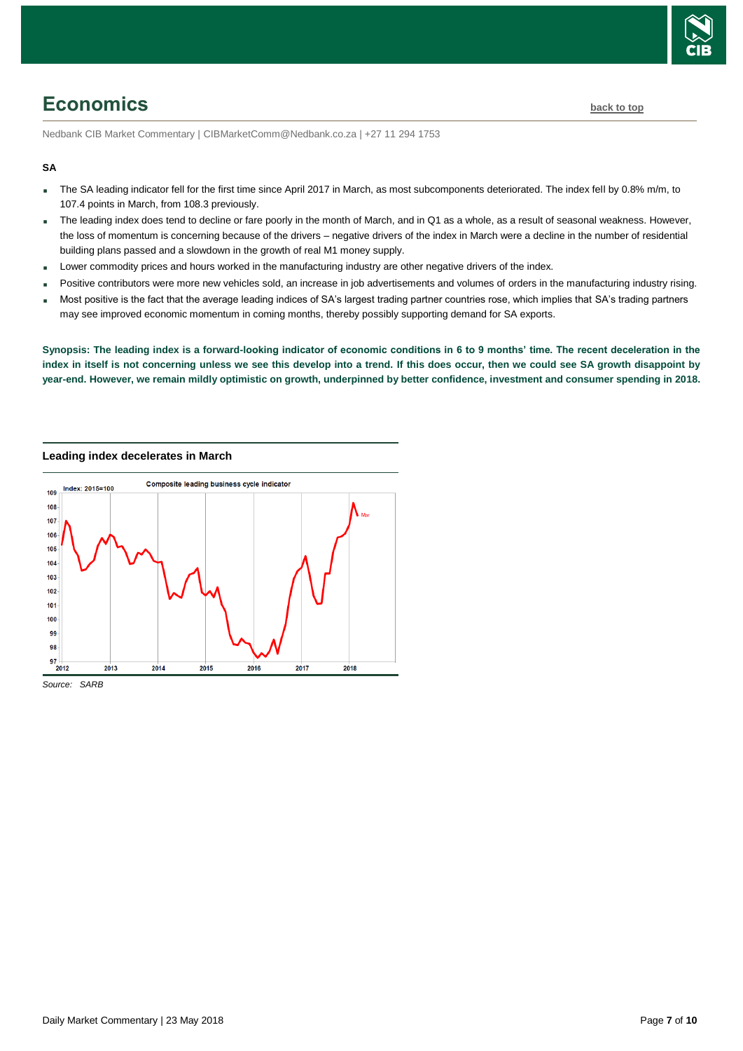# Economics

back to top

Nedbank CIB Market Commentary | CIBMarketComm@Nedbank.co.za | +27 11 294 1753

**SA**

- The SA leading indicator fell for the first time since April 2017 in March, as most subcomponents deteriorated. The index fell by 0.8% m/m, to 107.4 points in March, from 108.3 previously.
- The leading index does tend to decline or fare poorly in the month of March, and in Q1 as a whole, as a result of seasonal weakness. However, the loss of momentum is concerning because of the drivers – negative drivers of the index in March were a decline in the number of residential building plans passed and a slowdown in the growth of real M1 money supply.
- Lower commodity prices and hours worked in the manufacturing industry are other negative drivers of the index.
- Positive contributors were more new vehicles sold, an increase in job advertisements and volumes of orders in the manufacturing industry rising.
- Most positive is the fact that the average leading indices of SA's largest trading partner countries rose, which implies that SA's trading partners may see improved economic momentum in coming months, thereby possibly supporting demand for SA exports.

**Synopsis: The leading index is a forward-looking indicator of economic conditions in 6 to 9 months' time. The recent deceleration in the index in itself is not concerning unless we see this develop into a trend. If this does occur, then we could see SA growth disappoint by year-end. However, we remain mildly optimistic on growth, underpinned by better confidence, investment and consumer spending in 2018.**

**Leading index decelerates in March**

*Source: SARB*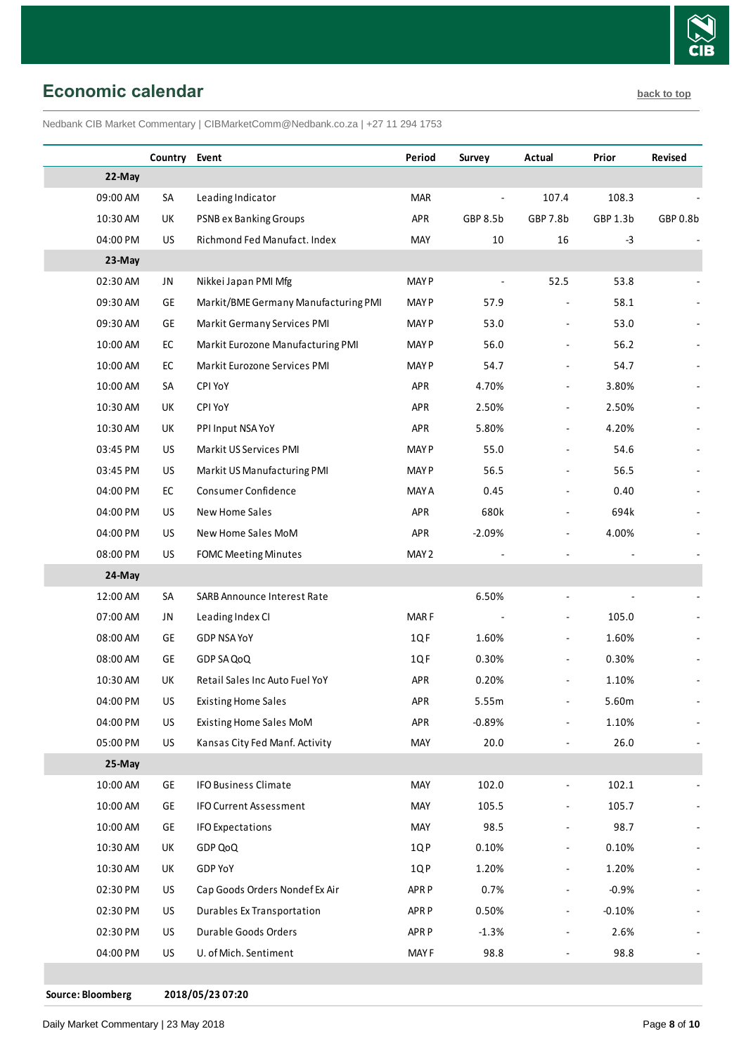## Economic calendar

back to top

Nedbank CIB Market Commentary | CIBMarketComm@Nedbank.co.za | +27 11 294 1753

| | Country | Event | Period | Survey | Actual | Prior | Revised |
|---|---|---|---|---|---|---|---|
| **22-May** | | | | | | | |
| 09:00 AM | SA | Leading Indicator | MAR | - | 107.4 | 108.3 | - |
| 10:30 AM | UK | PSNB ex Banking Groups | APR | GBP 8.5b | GBP 7.8b | GBP 1.3b | GBP 0.8b |
| 04:00 PM | US | Richmond Fed Manufact. Index | MAY | 10 | 16 | -3 | - |
| **23-May** | | | | | | | |
| 02:30 AM | JN | Nikkei Japan PMI Mfg | MAY P | - | 52.5 | 53.8 | - |
| 09:30 AM | GE | Markit/BME Germany Manufacturing PMI | MAY P | 57.9 | - | 58.1 | - |
| 09:30 AM | GE | Markit Germany Services PMI | MAY P | 53.0 | - | 53.0 | - |
| 10:00 AM | EC | Markit Eurozone Manufacturing PMI | MAY P | 56.0 | - | 56.2 | - |
| 10:00 AM | EC | Markit Eurozone Services PMI | MAY P | 54.7 | - | 54.7 | - |
| 10:00 AM | SA | CPI YoY | APR | 4.70% | - | 3.80% | - |
| 10:30 AM | UK | CPI YoY | APR | 2.50% | - | 2.50% | - |
| 10:30 AM | UK | PPI Input NSA YoY | APR | 5.80% | - | 4.20% | - |
| 03:45 PM | US | Markit US Services PMI | MAY P | 55.0 | - | 54.6 | - |
| 03:45 PM | US | Markit US Manufacturing PMI | MAY P | 56.5 | - | 56.5 | - |
| 04:00 PM | EC | Consumer Confidence | MAY A | 0.45 | - | 0.40 | - |
| 04:00 PM | US | New Home Sales | APR | 680k | - | 694k | - |
| 04:00 PM | US | New Home Sales MoM | APR | -2.09% | - | 4.00% | - |
| 08:00 PM | US | FOMC Meeting Minutes | MAY 2 | - | - | - | - |
| **24-May** | | | | | | | |
| 12:00 AM | SA | SARB Announce Interest Rate | | 6.50% | - | - | - |
| 07:00 AM | JN | Leading Index CI | MAR F | - | - | 105.0 | - |
| 08:00 AM | GE | GDP NSA YoY | 1Q F | 1.60% | - | 1.60% | - |
| 08:00 AM | GE | GDP SA QoQ | 1Q F | 0.30% | - | 0.30% | - |
| 10:30 AM | UK | Retail Sales Inc Auto Fuel YoY | APR | 0.20% | - | 1.10% | - |
| 04:00 PM | US | Existing Home Sales | APR | 5.55m | - | 5.60m | - |
| 04:00 PM | US | Existing Home Sales MoM | APR | -0.89% | - | 1.10% | - |
| 05:00 PM | US | Kansas City Fed Manf. Activity | MAY | 20.0 | - | 26.0 | - |
| **25-May** | | | | | | | |
| 10:00 AM | GE | IFO Business Climate | MAY | 102.0 | - | 102.1 | - |
| 10:00 AM | GE | IFO Current Assessment | MAY | 105.5 | - | 105.7 | - |
| 10:00 AM | GE | IFO Expectations | MAY | 98.5 | - | 98.7 | - |
| 10:30 AM | UK | GDP QoQ | 1Q P | 0.10% | - | 0.10% | - |
| 10:30 AM | UK | GDP YoY | 1Q P | 1.20% | - | 1.20% | - |
| 02:30 PM | US | Cap Goods Orders Nondef Ex Air | APR P | 0.7% | - | -0.9% | - |
| 02:30 PM | US | Durables Ex Transportation | APR P | 0.50% | - | -0.10% | - |
| 02:30 PM | US | Durable Goods Orders | APR P | -1.3% | - | 2.6% | - |
| 04:00 PM | US | U. of Mich. Sentiment | MAY F | 98.8 | - | 98.8 | - |

**Source: Bloomberg** **2018/05/23 07:20**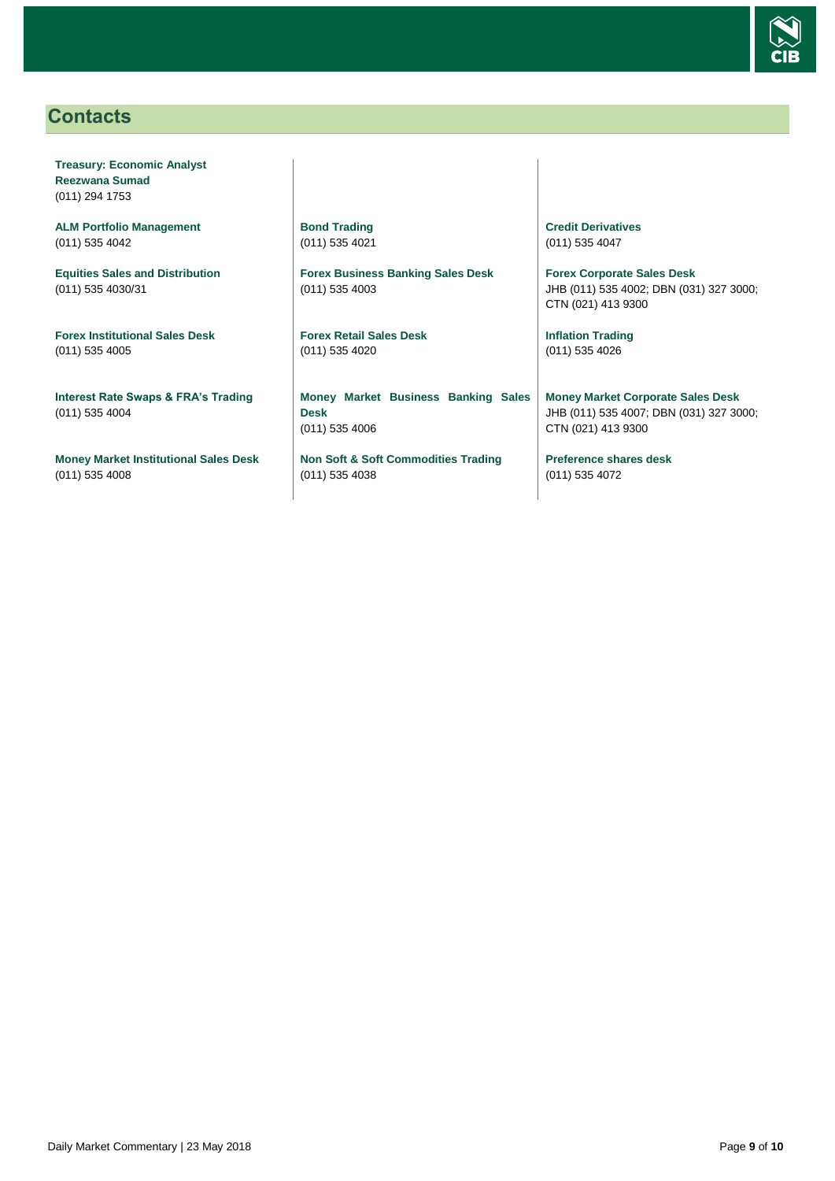## Contacts

**Treasury: Economic Analyst**
**Reezwana Sumad**
(011) 294 1753

**ALM Portfolio Management**
(011) 535 4042

**Equities Sales and Distribution**
(011) 535 4030/31

**Forex Institutional Sales Desk**
(011) 535 4005

**Interest Rate Swaps & FRA's Trading**
(011) 535 4004

**Money Market Institutional Sales Desk**
(011) 535 4008

**Bond Trading**
(011) 535 4021

**Forex Business Banking Sales Desk**
(011) 535 4003

**Forex Retail Sales Desk**
(011) 535 4020

**Money Market Business Banking Sales Desk**
(011) 535 4006

**Non Soft & Soft Commodities Trading**
(011) 535 4038

**Credit Derivatives**
(011) 535 4047

**Forex Corporate Sales Desk**
JHB (011) 535 4002; DBN (031) 327 3000; CTN (021) 413 9300

**Inflation Trading**
(011) 535 4026

**Money Market Corporate Sales Desk**
JHB (011) 535 4007; DBN (031) 327 3000; CTN (021) 413 9300

**Preference shares desk**
(011) 535 4072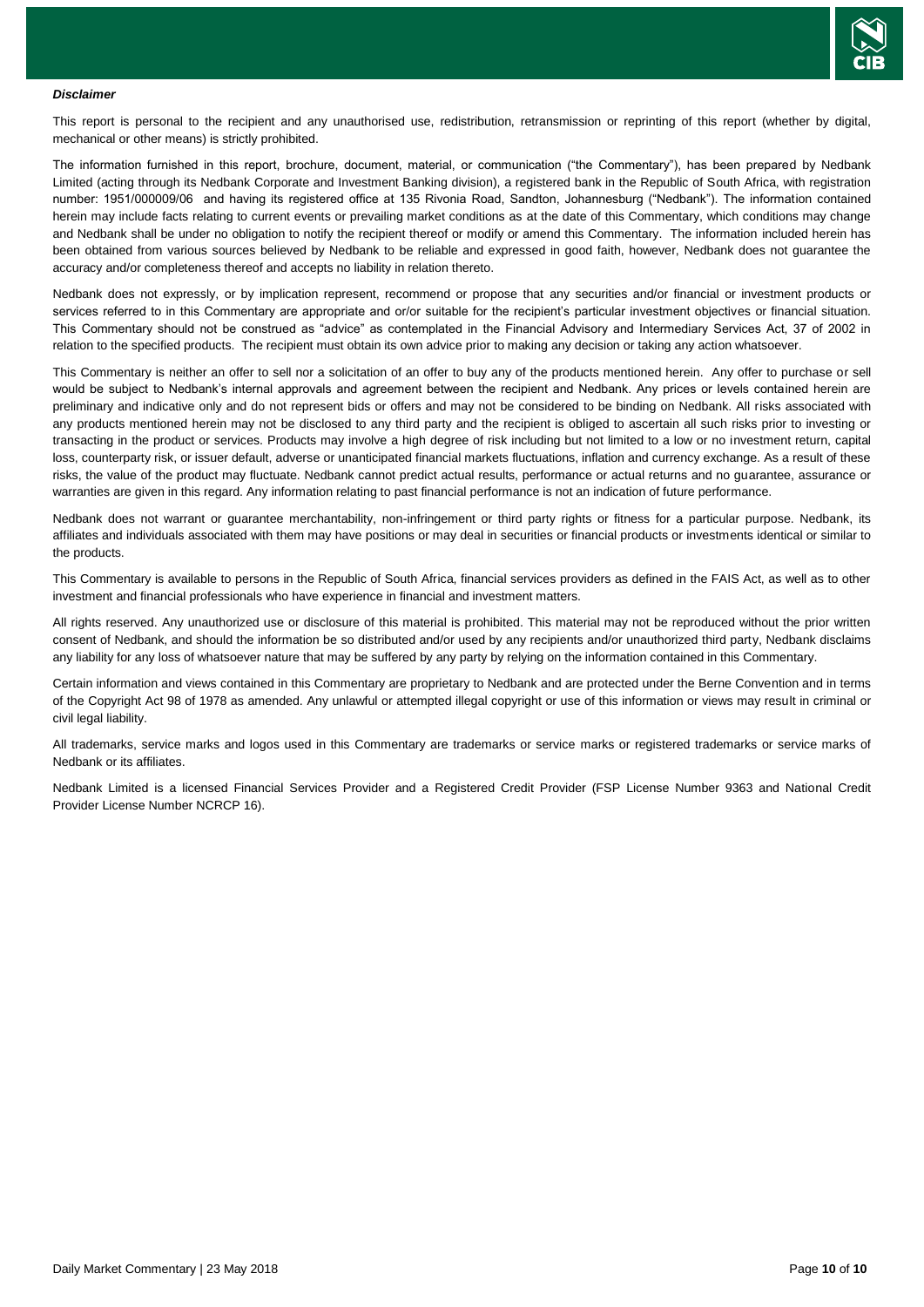***Disclaimer***

This report is personal to the recipient and any unauthorised use, redistribution, retransmission or reprinting of this report (whether by digital, mechanical or other means) is strictly prohibited.

The information furnished in this report, brochure, document, material, or communication ("the Commentary"), has been prepared by Nedbank Limited (acting through its Nedbank Corporate and Investment Banking division), a registered bank in the Republic of South Africa, with registration number: 1951/000009/06 and having its registered office at 135 Rivonia Road, Sandton, Johannesburg ("Nedbank"). The information contained herein may include facts relating to current events or prevailing market conditions as at the date of this Commentary, which conditions may change and Nedbank shall be under no obligation to notify the recipient thereof or modify or amend this Commentary. The information included herein has been obtained from various sources believed by Nedbank to be reliable and expressed in good faith, however, Nedbank does not guarantee the accuracy and/or completeness thereof and accepts no liability in relation thereto.

Nedbank does not expressly, or by implication represent, recommend or propose that any securities and/or financial or investment products or services referred to in this Commentary are appropriate and or/or suitable for the recipient's particular investment objectives or financial situation. This Commentary should not be construed as "advice" as contemplated in the Financial Advisory and Intermediary Services Act, 37 of 2002 in relation to the specified products. The recipient must obtain its own advice prior to making any decision or taking any action whatsoever.

This Commentary is neither an offer to sell nor a solicitation of an offer to buy any of the products mentioned herein. Any offer to purchase or sell would be subject to Nedbank's internal approvals and agreement between the recipient and Nedbank. Any prices or levels contained herein are preliminary and indicative only and do not represent bids or offers and may not be considered to be binding on Nedbank. All risks associated with any products mentioned herein may not be disclosed to any third party and the recipient is obliged to ascertain all such risks prior to investing or transacting in the product or services. Products may involve a high degree of risk including but not limited to a low or no investment return, capital loss, counterparty risk, or issuer default, adverse or unanticipated financial markets fluctuations, inflation and currency exchange. As a result of these risks, the value of the product may fluctuate. Nedbank cannot predict actual results, performance or actual returns and no guarantee, assurance or warranties are given in this regard. Any information relating to past financial performance is not an indication of future performance.

Nedbank does not warrant or guarantee merchantability, non-infringement or third party rights or fitness for a particular purpose. Nedbank, its affiliates and individuals associated with them may have positions or may deal in securities or financial products or investments identical or similar to the products.

This Commentary is available to persons in the Republic of South Africa, financial services providers as defined in the FAIS Act, as well as to other investment and financial professionals who have experience in financial and investment matters.

All rights reserved. Any unauthorized use or disclosure of this material is prohibited. This material may not be reproduced without the prior written consent of Nedbank, and should the information be so distributed and/or used by any recipients and/or unauthorized third party, Nedbank disclaims any liability for any loss of whatsoever nature that may be suffered by any party by relying on the information contained in this Commentary.

Certain information and views contained in this Commentary are proprietary to Nedbank and are protected under the Berne Convention and in terms of the Copyright Act 98 of 1978 as amended. Any unlawful or attempted illegal copyright or use of this information or views may result in criminal or civil legal liability.

All trademarks, service marks and logos used in this Commentary are trademarks or service marks or registered trademarks or service marks of Nedbank or its affiliates.

Nedbank Limited is a licensed Financial Services Provider and a Registered Credit Provider (FSP License Number 9363 and National Credit Provider License Number NCRCP 16).